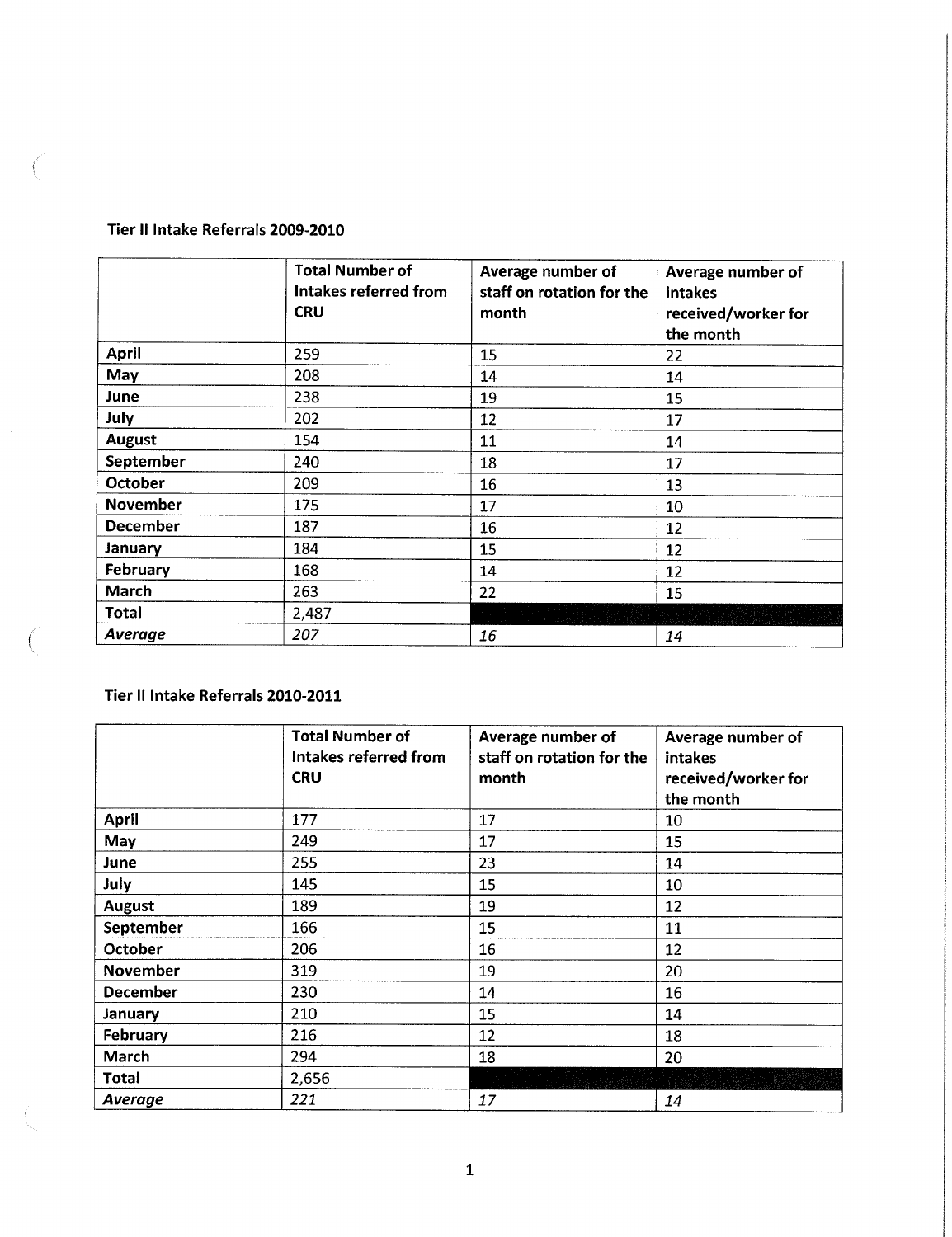**Tier II Intake Referrals 2009-2010**

| | Total Number of Intakes referred from CRU | Average number of staff on rotation for the month | Average number of intakes received/worker for the month |
|---|---|---|---|
| **April** | 259 | 15 | 22 |
| **May** | 208 | 14 | 14 |
| **June** | 238 | 19 | 15 |
| **July** | 202 | 12 | 17 |
| **August** | 154 | 11 | 14 |
| **September** | 240 | 18 | 17 |
| **October** | 209 | 16 | 13 |
| **November** | 175 | 17 | 10 |
| **December** | 187 | 16 | 12 |
| **January** | 184 | 15 | 12 |
| **February** | 168 | 14 | 12 |
| **March** | 263 | 22 | 15 |
| **Total** | 2,487 | | |
| ***Average*** | *207* | *16* | *14* |

**Tier II Intake Referrals 2010-2011**

| | Total Number of Intakes referred from CRU | Average number of staff on rotation for the month | Average number of intakes received/worker for the month |
|---|---|---|---|
| **April** | 177 | 17 | 10 |
| **May** | 249 | 17 | 15 |
| **June** | 255 | 23 | 14 |
| **July** | 145 | 15 | 10 |
| **August** | 189 | 19 | 12 |
| **September** | 166 | 15 | 11 |
| **October** | 206 | 16 | 12 |
| **November** | 319 | 19 | 20 |
| **December** | 230 | 14 | 16 |
| **January** | 210 | 15 | 14 |
| **February** | 216 | 12 | 18 |
| **March** | 294 | 18 | 20 |
| **Total** | 2,656 | | |
| ***Average*** | *221* | *17* | *14* |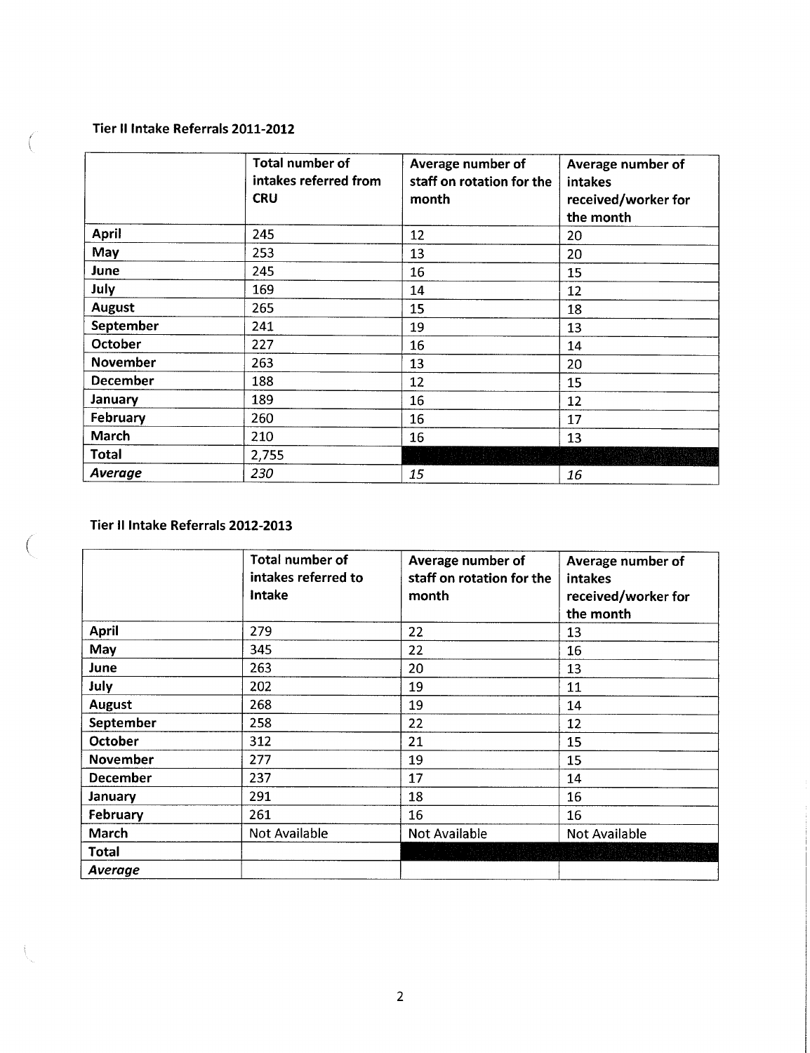**Tier II Intake Referrals 2011-2012**

| | Total number of intakes referred from CRU | Average number of staff on rotation for the month | Average number of intakes received/worker for the month |
|---|---|---|---|
| **April** | 245 | 12 | 20 |
| **May** | 253 | 13 | 20 |
| **June** | 245 | 16 | 15 |
| **July** | 169 | 14 | 12 |
| **August** | 265 | 15 | 18 |
| **September** | 241 | 19 | 13 |
| **October** | 227 | 16 | 14 |
| **November** | 263 | 13 | 20 |
| **December** | 188 | 12 | 15 |
| **January** | 189 | 16 | 12 |
| **February** | 260 | 16 | 17 |
| **March** | 210 | 16 | 13 |
| **Total** | 2,755 | | |
| ***Average*** | *230* | *15* | *16* |

**Tier II Intake Referrals 2012-2013**

| | Total number of intakes referred to Intake | Average number of staff on rotation for the month | Average number of intakes received/worker for the month |
|---|---|---|---|
| **April** | 279 | 22 | 13 |
| **May** | 345 | 22 | 16 |
| **June** | 263 | 20 | 13 |
| **July** | 202 | 19 | 11 |
| **August** | 268 | 19 | 14 |
| **September** | 258 | 22 | 12 |
| **October** | 312 | 21 | 15 |
| **November** | 277 | 19 | 15 |
| **December** | 237 | 17 | 14 |
| **January** | 291 | 18 | 16 |
| **February** | 261 | 16 | 16 |
| **March** | Not Available | Not Available | Not Available |
| **Total** | | | |
| ***Average*** | | | |